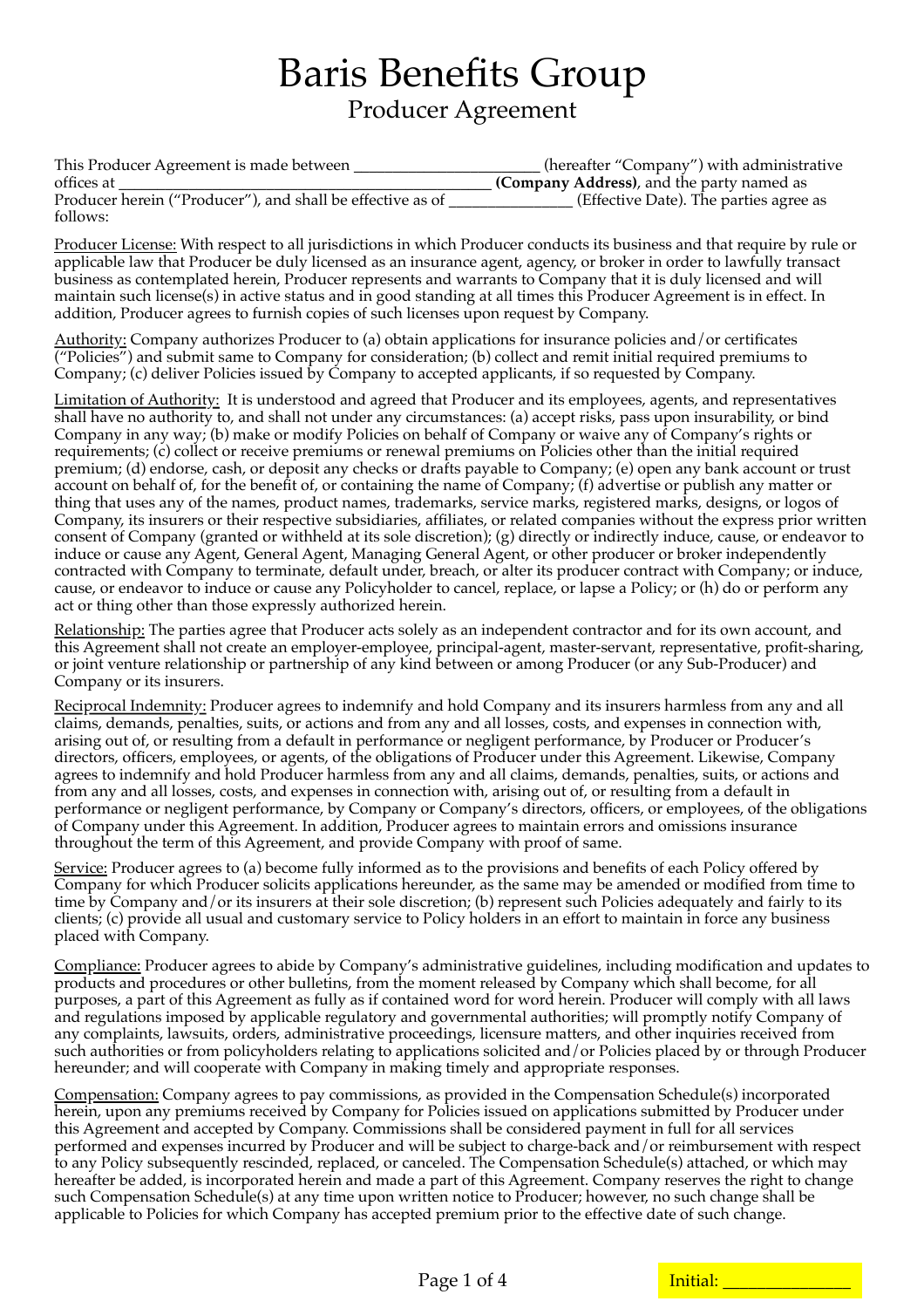# Baris Benefits Group

## Producer Agreement

This Producer Agreement is made between ______________________ (hereafter "Company") with administrative offices at _______________________________________________ **(Company Address)**, and the party named as Producer herein ("Producer"), and shall be effective as of _______________ (Effective Date). The parties agree as follows:

Producer License: With respect to all jurisdictions in which Producer conducts its business and that require by rule or applicable law that Producer be duly licensed as an insurance agent, agency, or broker in order to lawfully transact business as contemplated herein, Producer represents and warrants to Company that it is duly licensed and will maintain such license(s) in active status and in good standing at all times this Producer Agreement is in effect. In addition, Producer agrees to furnish copies of such licenses upon request by Company.

Authority: Company authorizes Producer to (a) obtain applications for insurance policies and/or certificates ("Policies") and submit same to Company for consideration; (b) collect and remit initial required premiums to Company; (c) deliver Policies issued by Company to accepted applicants, if so requested by Company.

Limitation of Authority: It is understood and agreed that Producer and its employees, agents, and representatives shall have no authority to, and shall not under any circumstances: (a) accept risks, pass upon insurability, or bind Company in any way; (b) make or modify Policies on behalf of Company or waive any of Company's rights or requirements; (c) collect or receive premiums or renewal premiums on Policies other than the initial required premium; (d) endorse, cash, or deposit any checks or drafts payable to Company; (e) open any bank account or trust account on behalf of, for the benefit of, or containing the name of Company; (f) advertise or publish any matter or thing that uses any of the names, product names, trademarks, service marks, registered marks, designs, or logos of Company, its insurers or their respective subsidiaries, affiliates, or related companies without the express prior written consent of Company (granted or withheld at its sole discretion); (g) directly or indirectly induce, cause, or endeavor to induce or cause any Agent, General Agent, Managing General Agent, or other producer or broker independently contracted with Company to terminate, default under, breach, or alter its producer contract with Company; or induce, cause, or endeavor to induce or cause any Policyholder to cancel, replace, or lapse a Policy; or (h) do or perform any act or thing other than those expressly authorized herein.

Relationship: The parties agree that Producer acts solely as an independent contractor and for its own account, and this Agreement shall not create an employer-employee, principal-agent, master-servant, representative, profit-sharing, or joint venture relationship or partnership of any kind between or among Producer (or any Sub-Producer) and Company or its insurers.

Reciprocal Indemnity: Producer agrees to indemnify and hold Company and its insurers harmless from any and all claims, demands, penalties, suits, or actions and from any and all losses, costs, and expenses in connection with, arising out of, or resulting from a default in performance or negligent performance, by Producer or Producer's directors, officers, employees, or agents, of the obligations of Producer under this Agreement. Likewise, Company agrees to indemnify and hold Producer harmless from any and all claims, demands, penalties, suits, or actions and from any and all losses, costs, and expenses in connection with, arising out of, or resulting from a default in performance or negligent performance, by Company or Company's directors, officers, or employees, of the obligations of Company under this Agreement. In addition, Producer agrees to maintain errors and omissions insurance throughout the term of this Agreement, and provide Company with proof of same.

Service: Producer agrees to (a) become fully informed as to the provisions and benefits of each Policy offered by Company for which Producer solicits applications hereunder, as the same may be amended or modified from time to time by Company and/or its insurers at their sole discretion; (b) represent such Policies adequately and fairly to its clients; (c) provide all usual and customary service to Policy holders in an effort to maintain in force any business placed with Company.

Compliance: Producer agrees to abide by Company's administrative guidelines, including modification and updates to products and procedures or other bulletins, from the moment released by Company which shall become, for all purposes, a part of this Agreement as fully as if contained word for word herein. Producer will comply with all laws and regulations imposed by applicable regulatory and governmental authorities; will promptly notify Company of any complaints, lawsuits, orders, administrative proceedings, licensure matters, and other inquiries received from such authorities or from policyholders relating to applications solicited and/or Policies placed by or through Producer hereunder; and will cooperate with Company in making timely and appropriate responses.

Compensation: Company agrees to pay commissions, as provided in the Compensation Schedule(s) incorporated herein, upon any premiums received by Company for Policies issued on applications submitted by Producer under this Agreement and accepted by Company. Commissions shall be considered payment in full for all services performed and expenses incurred by Producer and will be subject to charge-back and/or reimbursement with respect to any Policy subsequently rescinded, replaced, or canceled. The Compensation Schedule(s) attached, or which may hereafter be added, is incorporated herein and made a part of this Agreement. Company reserves the right to change such Compensation Schedule(s) at any time upon written notice to Producer; however, no such change shall be applicable to Policies for which Company has accepted premium prior to the effective date of such change.

Initial: ______________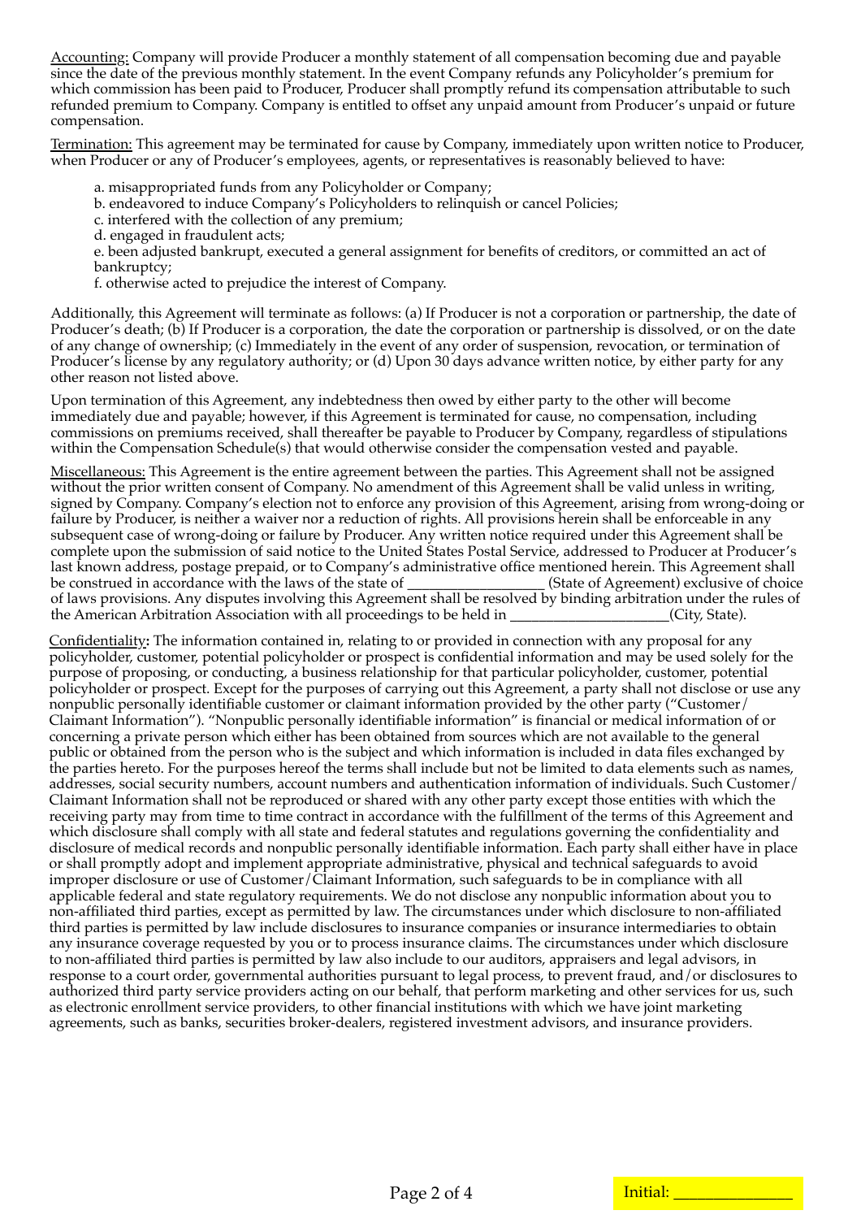<u>Accounting:</u> Company will provide Producer a monthly statement of all compensation becoming due and payable since the date of the previous monthly statement. In the event Company refunds any Policyholder's premium for which commission has been paid to Producer, Producer shall promptly refund its compensation attributable to such refunded premium to Company. Company is entitled to offset any unpaid amount from Producer's unpaid or future compensation.

<u>Termination:</u> This agreement may be terminated for cause by Company, immediately upon written notice to Producer, when Producer or any of Producer's employees, agents, or representatives is reasonably believed to have:

a. misappropriated funds from any Policyholder or Company;
b. endeavored to induce Company's Policyholders to relinquish or cancel Policies;
c. interfered with the collection of any premium;
d. engaged in fraudulent acts;
e. been adjusted bankrupt, executed a general assignment for benefits of creditors, or committed an act of bankruptcy;
f. otherwise acted to prejudice the interest of Company.

Additionally, this Agreement will terminate as follows: (a) If Producer is not a corporation or partnership, the date of Producer's death; (b) If Producer is a corporation, the date the corporation or partnership is dissolved, or on the date of any change of ownership; (c) Immediately in the event of any order of suspension, revocation, or termination of Producer's license by any regulatory authority; or (d) Upon 30 days advance written notice, by either party for any other reason not listed above.

Upon termination of this Agreement, any indebtedness then owed by either party to the other will become immediately due and payable; however, if this Agreement is terminated for cause, no compensation, including commissions on premiums received, shall thereafter be payable to Producer by Company, regardless of stipulations within the Compensation Schedule(s) that would otherwise consider the compensation vested and payable.

<u>Miscellaneous:</u> This Agreement is the entire agreement between the parties. This Agreement shall not be assigned without the prior written consent of Company. No amendment of this Agreement shall be valid unless in writing, signed by Company. Company's election not to enforce any provision of this Agreement, arising from wrong-doing or failure by Producer, is neither a waiver nor a reduction of rights. All provisions herein shall be enforceable in any subsequent case of wrong-doing or failure by Producer. Any written notice required under this Agreement shall be complete upon the submission of said notice to the United States Postal Service, addressed to Producer at Producer's last known address, postage prepaid, or to Company's administrative office mentioned herein. This Agreement shall be construed in accordance with the laws of the state of __________________ (State of Agreement) exclusive of choice of laws provisions. Any disputes involving this Agreement shall be resolved by binding arbitration under the rules of the American Arbitration Association with all proceedings to be held in ______________________(City, State).

<u>Confidentiality</u>**:** The information contained in, relating to or provided in connection with any proposal for any policyholder, customer, potential policyholder or prospect is confidential information and may be used solely for the purpose of proposing, or conducting, a business relationship for that particular policyholder, customer, potential policyholder or prospect. Except for the purposes of carrying out this Agreement, a party shall not disclose or use any nonpublic personally identifiable customer or claimant information provided by the other party ("Customer/Claimant Information"). "Nonpublic personally identifiable information" is financial or medical information of or concerning a private person which either has been obtained from sources which are not available to the general public or obtained from the person who is the subject and which information is included in data files exchanged by the parties hereto. For the purposes hereof the terms shall include but not be limited to data elements such as names, addresses, social security numbers, account numbers and authentication information of individuals. Such Customer/Claimant Information shall not be reproduced or shared with any other party except those entities with which the receiving party may from time to time contract in accordance with the fulfillment of the terms of this Agreement and which disclosure shall comply with all state and federal statutes and regulations governing the confidentiality and disclosure of medical records and nonpublic personally identifiable information. Each party shall either have in place or shall promptly adopt and implement appropriate administrative, physical and technical safeguards to avoid improper disclosure or use of Customer/Claimant Information, such safeguards to be in compliance with all applicable federal and state regulatory requirements. We do not disclose any nonpublic information about you to non-affiliated third parties, except as permitted by law. The circumstances under which disclosure to non-affiliated third parties is permitted by law include disclosures to insurance companies or insurance intermediaries to obtain any insurance coverage requested by you or to process insurance claims. The circumstances under which disclosure to non-affiliated third parties is permitted by law also include to our auditors, appraisers and legal advisors, in response to a court order, governmental authorities pursuant to legal process, to prevent fraud, and/or disclosures to authorized third party service providers acting on our behalf, that perform marketing and other services for us, such as electronic enrollment service providers, to other financial institutions with which we have joint marketing agreements, such as banks, securities broker-dealers, registered investment advisors, and insurance providers.

Initial: _______________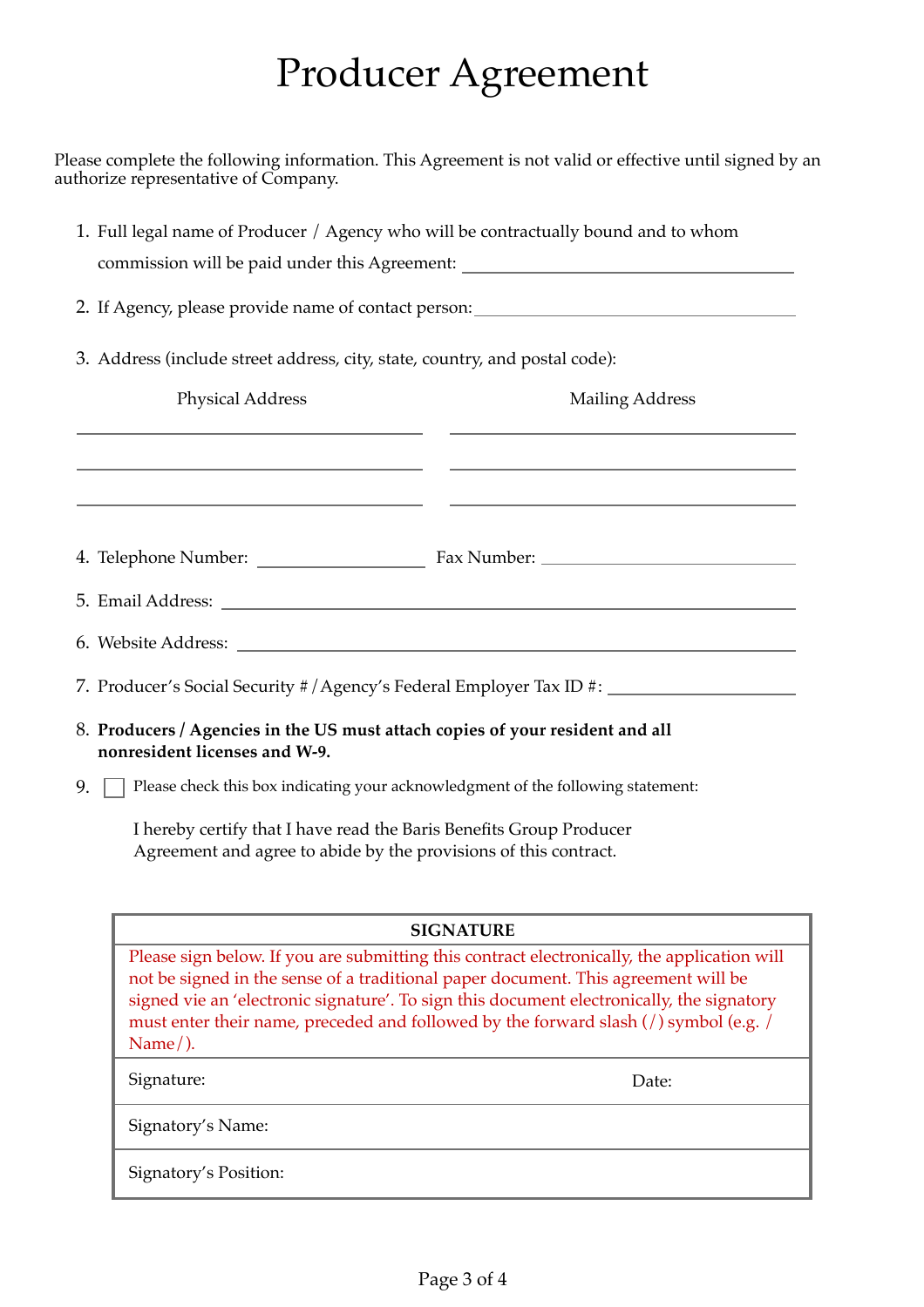# Producer Agreement

Please complete the following information. This Agreement is not valid or effective until signed by an authorize representative of Company.

1. Full legal name of Producer / Agency who will be contractually bound and to whom commission will be paid under this Agreement: ______________________________

2. If Agency, please provide name of contact person: ______________________________

3. Address (include street address, city, state, country, and postal code):

| Physical Address | Mailing Address |
| --- | --- |
| ______________________________ | ______________________________ |
| ______________________________ | ______________________________ |
| ______________________________ | ______________________________ |

4. Telephone Number: ________________ Fax Number: ______________________

5. Email Address: ______________________________

6. Website Address: ______________________________

7. Producer's Social Security # / Agency's Federal Employer Tax ID #: ________________

8. **Producers / Agencies in the US must attach copies of your resident and all nonresident licenses and W-9.**

9. ☐ Please check this box indicating your acknowledgment of the following statement:

   I hereby certify that I have read the Baris Benefits Group Producer Agreement and agree to abide by the provisions of this contract.

| **SIGNATURE** | |
| --- | --- |
| Please sign below. If you are submitting this contract electronically, the application will not be signed in the sense of a traditional paper document. This agreement will be signed vie an 'electronic signature'. To sign this document electronically, the signatory must enter their name, preceded and followed by the forward slash (/) symbol (e.g. / Name/). | |
| Signature: | Date: |
| Signatory's Name: | |
| Signatory's Position: | |